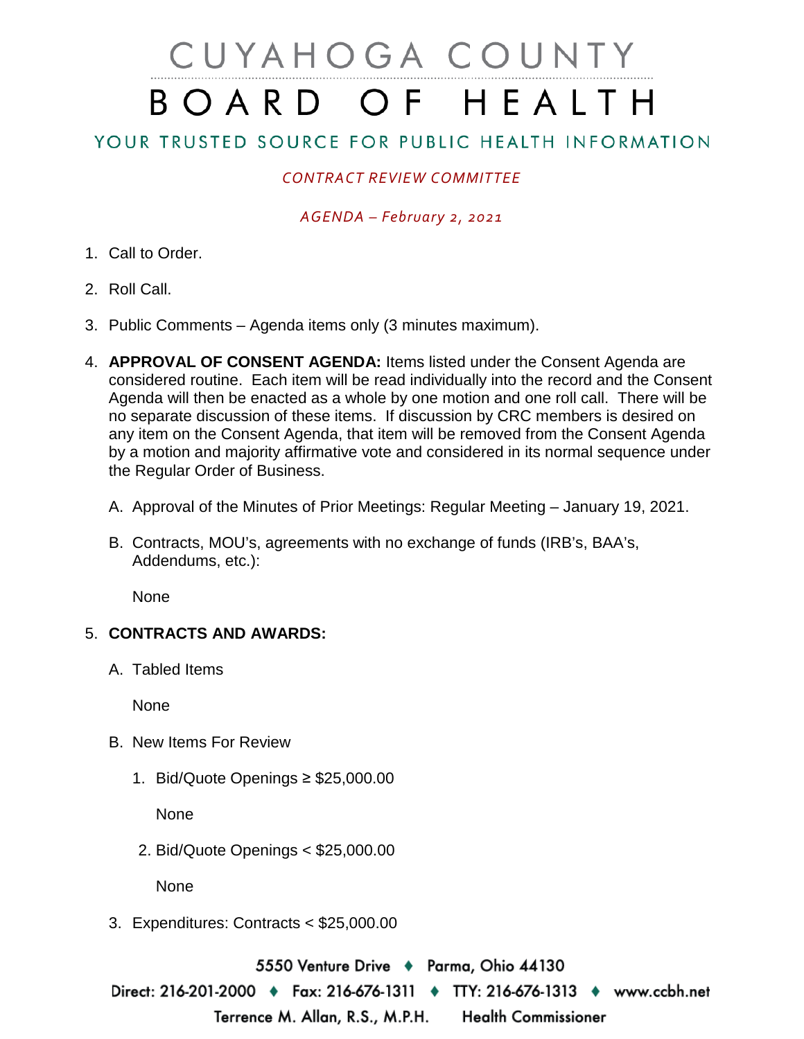# CUYAHOGA COUNTY BOARD OF HEALTH

## YOUR TRUSTED SOURCE FOR PUBLIC HEALTH INFORMATION

*CONTRACT REVIEW COMMITTEE*

*AGENDA – February 2, 2021*

1. Call to Order.

2. Roll Call.

3. Public Comments – Agenda items only (3 minutes maximum).

4. **APPROVAL OF CONSENT AGENDA:** Items listed under the Consent Agenda are considered routine. Each item will be read individually into the record and the Consent Agenda will then be enacted as a whole by one motion and one roll call. There will be no separate discussion of these items. If discussion by CRC members is desired on any item on the Consent Agenda, that item will be removed from the Consent Agenda by a motion and majority affirmative vote and considered in its normal sequence under the Regular Order of Business.

   A. Approval of the Minutes of Prior Meetings: Regular Meeting – January 19, 2021.

   B. Contracts, MOU's, agreements with no exchange of funds (IRB's, BAA's, Addendums, etc.):

      None

5. **CONTRACTS AND AWARDS:**

   A. Tabled Items

      None

   B. New Items For Review

      1. Bid/Quote Openings ≥ $25,000.00

         None

      2. Bid/Quote Openings < $25,000.00

         None

   3. Expenditures: Contracts < $25,000.00

5550 Venture Drive ♦ Parma, Ohio 44130

Direct: 216-201-2000 ♦ Fax: 216-676-1311 ♦ TTY: 216-676-1313 ♦ www.ccbh.net

Terrence M. Allan, R.S., M.P.H. Health Commissioner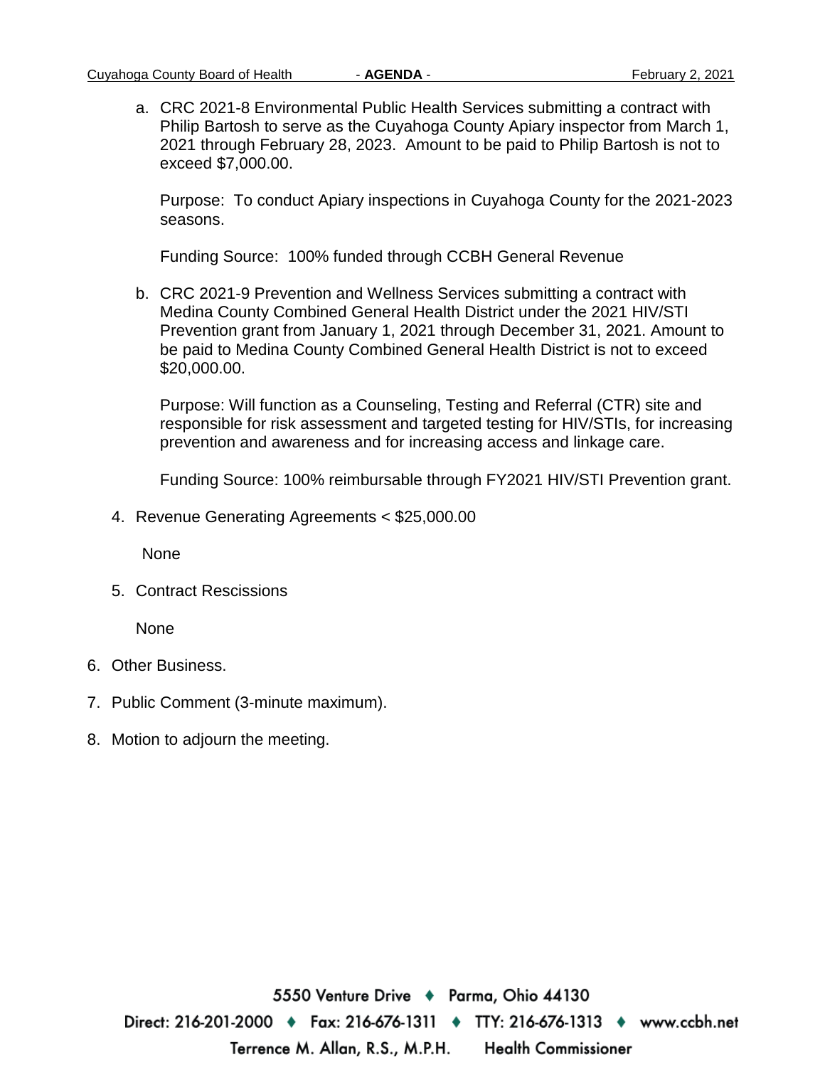a. CRC 2021-8 Environmental Public Health Services submitting a contract with Philip Bartosh to serve as the Cuyahoga County Apiary inspector from March 1, 2021 through February 28, 2023. Amount to be paid to Philip Bartosh is not to exceed $7,000.00.

   Purpose: To conduct Apiary inspections in Cuyahoga County for the 2021-2023 seasons.

   Funding Source: 100% funded through CCBH General Revenue

b. CRC 2021-9 Prevention and Wellness Services submitting a contract with Medina County Combined General Health District under the 2021 HIV/STI Prevention grant from January 1, 2021 through December 31, 2021. Amount to be paid to Medina County Combined General Health District is not to exceed $20,000.00.

   Purpose: Will function as a Counseling, Testing and Referral (CTR) site and responsible for risk assessment and targeted testing for HIV/STIs, for increasing prevention and awareness and for increasing access and linkage care.

   Funding Source: 100% reimbursable through FY2021 HIV/STI Prevention grant.

4. Revenue Generating Agreements < $25,000.00

   None

5. Contract Rescissions

   None

6. Other Business.
7. Public Comment (3-minute maximum).
8. Motion to adjourn the meeting.

5550 Venture Drive ♦ Parma, Ohio 44130

Direct: 216-201-2000 ♦ Fax: 216-676-1311 ♦ TTY: 216-676-1313 ♦ www.ccbh.net

Terrence M. Allan, R.S., M.P.H. Health Commissioner